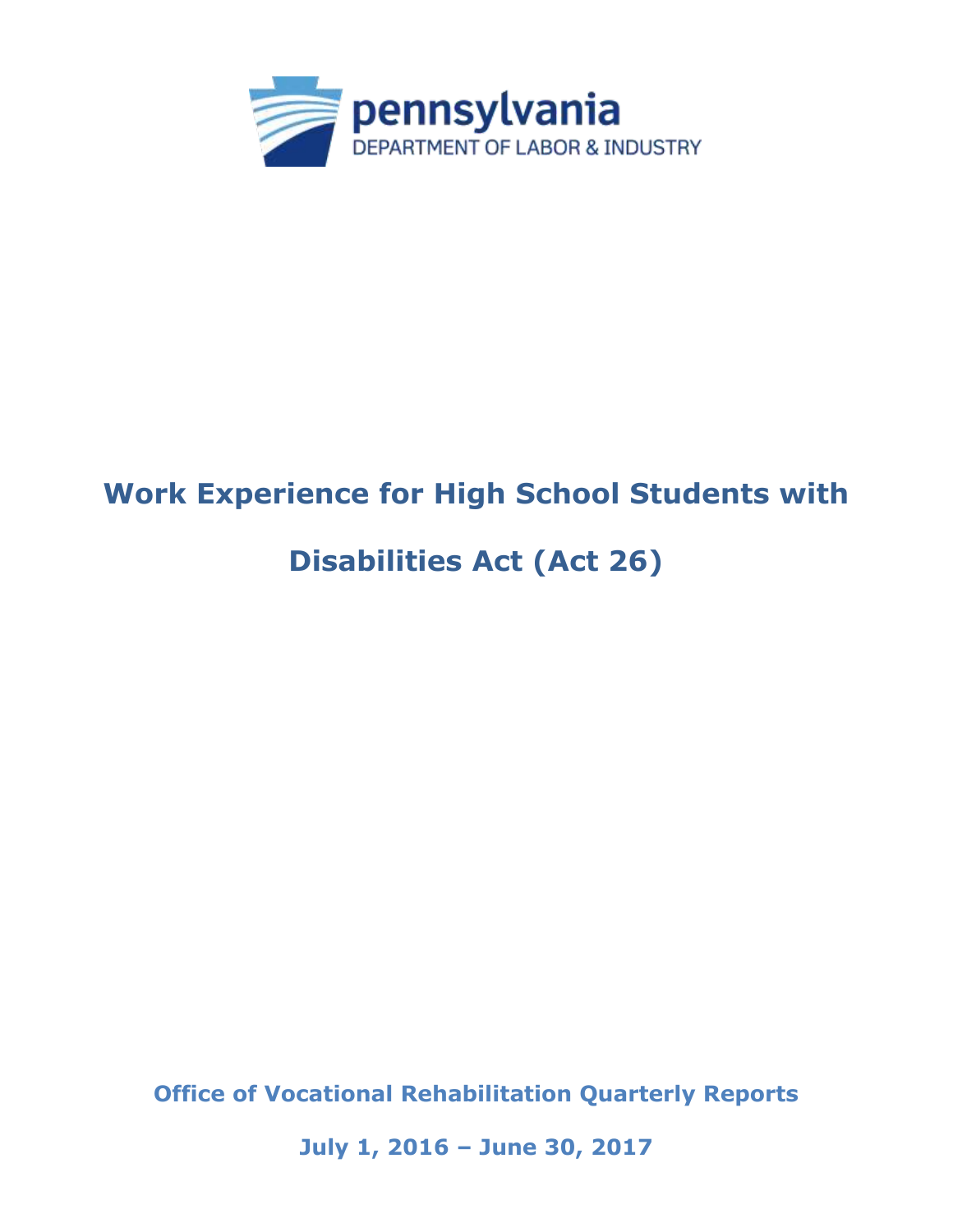pennsylvania
DEPARTMENT OF LABOR & INDUSTRY

# Work Experience for High School Students with Disabilities Act (Act 26)

**Office of Vocational Rehabilitation Quarterly Reports**

**July 1, 2016 – June 30, 2017**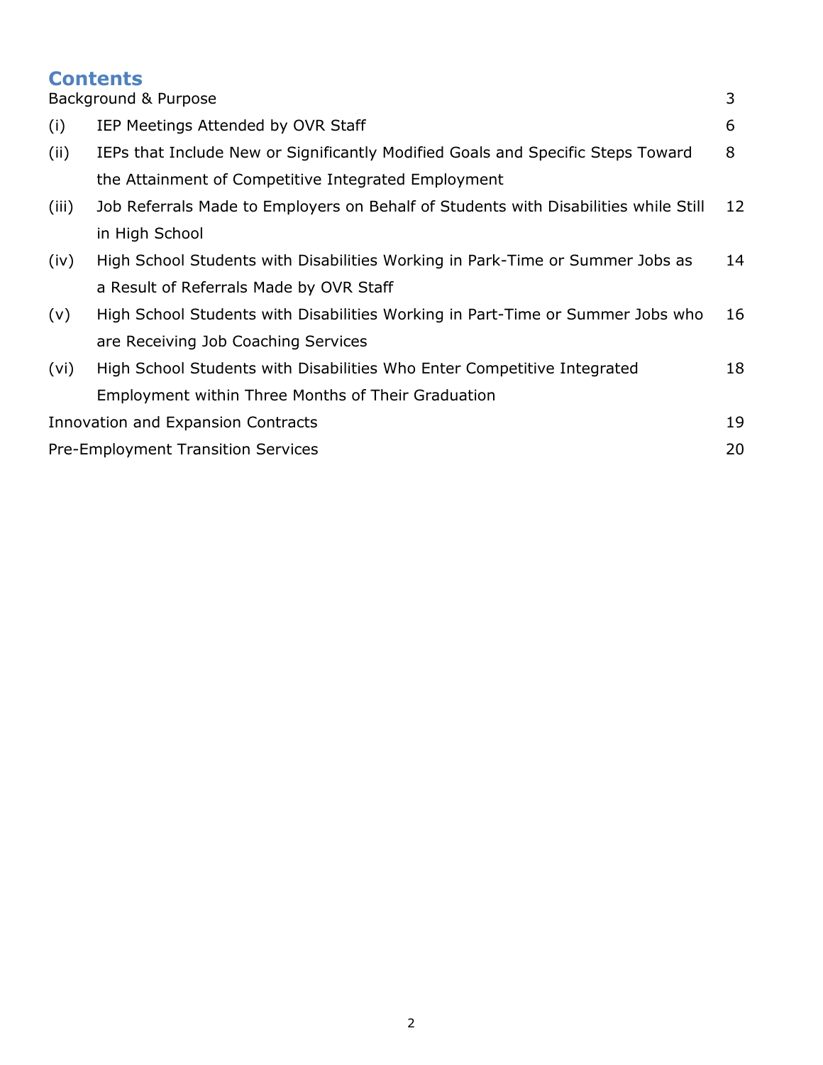# Contents

| | | |
|---|---|---|
| Background & Purpose | | 3 |
| (i) | IEP Meetings Attended by OVR Staff | 6 |
| (ii) | IEPs that Include New or Significantly Modified Goals and Specific Steps Toward the Attainment of Competitive Integrated Employment | 8 |
| (iii) | Job Referrals Made to Employers on Behalf of Students with Disabilities while Still in High School | 12 |
| (iv) | High School Students with Disabilities Working in Park-Time or Summer Jobs as a Result of Referrals Made by OVR Staff | 14 |
| (v) | High School Students with Disabilities Working in Part-Time or Summer Jobs who are Receiving Job Coaching Services | 16 |
| (vi) | High School Students with Disabilities Who Enter Competitive Integrated Employment within Three Months of Their Graduation | 18 |
| Innovation and Expansion Contracts | | 19 |
| Pre-Employment Transition Services | | 20 |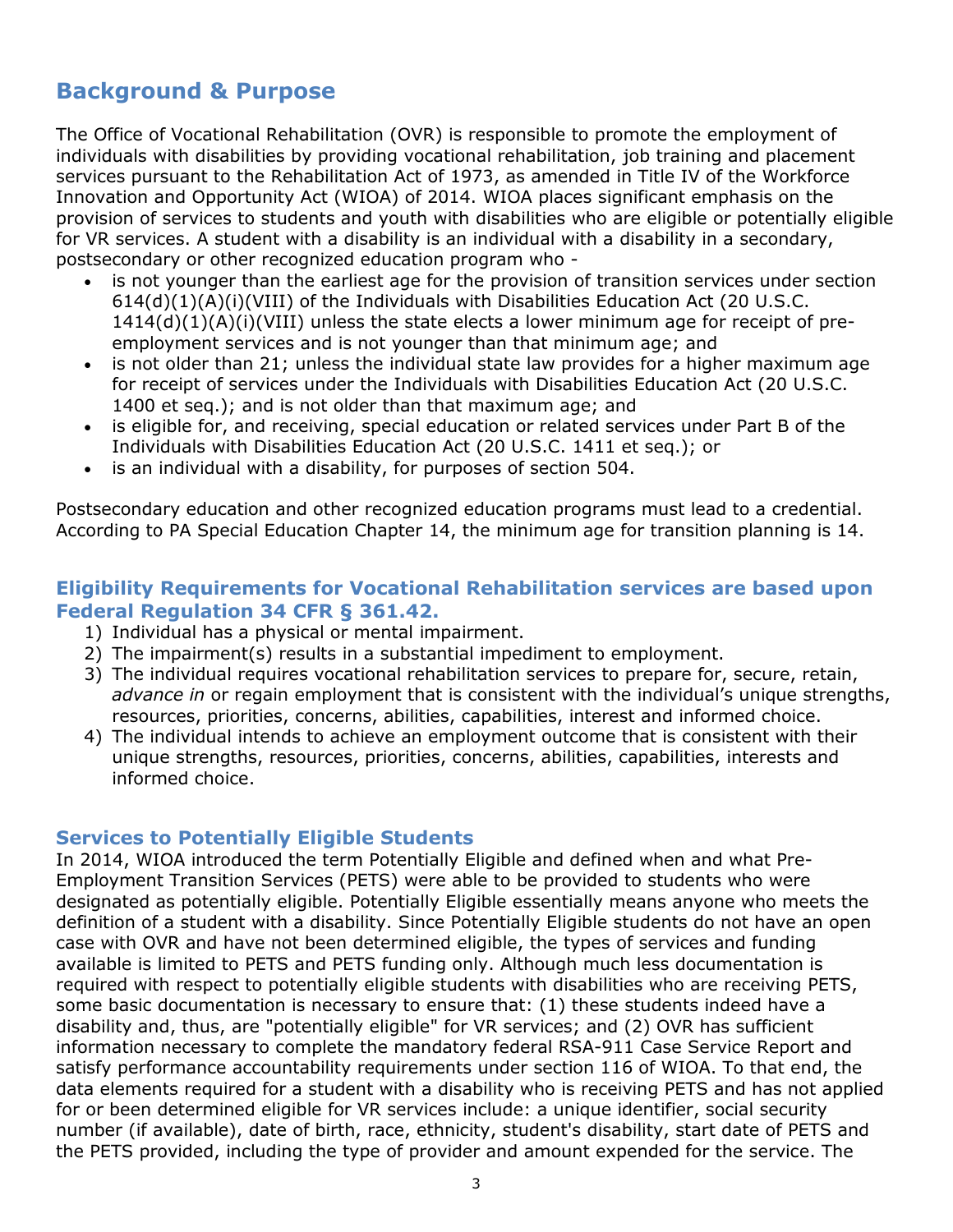## Background & Purpose

The Office of Vocational Rehabilitation (OVR) is responsible to promote the employment of individuals with disabilities by providing vocational rehabilitation, job training and placement services pursuant to the Rehabilitation Act of 1973, as amended in Title IV of the Workforce Innovation and Opportunity Act (WIOA) of 2014. WIOA places significant emphasis on the provision of services to students and youth with disabilities who are eligible or potentially eligible for VR services. A student with a disability is an individual with a disability in a secondary, postsecondary or other recognized education program who -

- is not younger than the earliest age for the provision of transition services under section 614(d)(1)(A)(i)(VIII) of the Individuals with Disabilities Education Act (20 U.S.C. 1414(d)(1)(A)(i)(VIII) unless the state elects a lower minimum age for receipt of pre-employment services and is not younger than that minimum age; and
- is not older than 21; unless the individual state law provides for a higher maximum age for receipt of services under the Individuals with Disabilities Education Act (20 U.S.C. 1400 et seq.); and is not older than that maximum age; and
- is eligible for, and receiving, special education or related services under Part B of the Individuals with Disabilities Education Act (20 U.S.C. 1411 et seq.); or
- is an individual with a disability, for purposes of section 504.

Postsecondary education and other recognized education programs must lead to a credential. According to PA Special Education Chapter 14, the minimum age for transition planning is 14.

### Eligibility Requirements for Vocational Rehabilitation services are based upon Federal Regulation 34 CFR § 361.42.

1) Individual has a physical or mental impairment.
2) The impairment(s) results in a substantial impediment to employment.
3) The individual requires vocational rehabilitation services to prepare for, secure, retain, *advance in* or regain employment that is consistent with the individual's unique strengths, resources, priorities, concerns, abilities, capabilities, interest and informed choice.
4) The individual intends to achieve an employment outcome that is consistent with their unique strengths, resources, priorities, concerns, abilities, capabilities, interests and informed choice.

### Services to Potentially Eligible Students

In 2014, WIOA introduced the term Potentially Eligible and defined when and what Pre-Employment Transition Services (PETS) were able to be provided to students who were designated as potentially eligible. Potentially Eligible essentially means anyone who meets the definition of a student with a disability. Since Potentially Eligible students do not have an open case with OVR and have not been determined eligible, the types of services and funding available is limited to PETS and PETS funding only. Although much less documentation is required with respect to potentially eligible students with disabilities who are receiving PETS, some basic documentation is necessary to ensure that: (1) these students indeed have a disability and, thus, are "potentially eligible" for VR services; and (2) OVR has sufficient information necessary to complete the mandatory federal RSA-911 Case Service Report and satisfy performance accountability requirements under section 116 of WIOA. To that end, the data elements required for a student with a disability who is receiving PETS and has not applied for or been determined eligible for VR services include: a unique identifier, social security number (if available), date of birth, race, ethnicity, student's disability, start date of PETS and the PETS provided, including the type of provider and amount expended for the service. The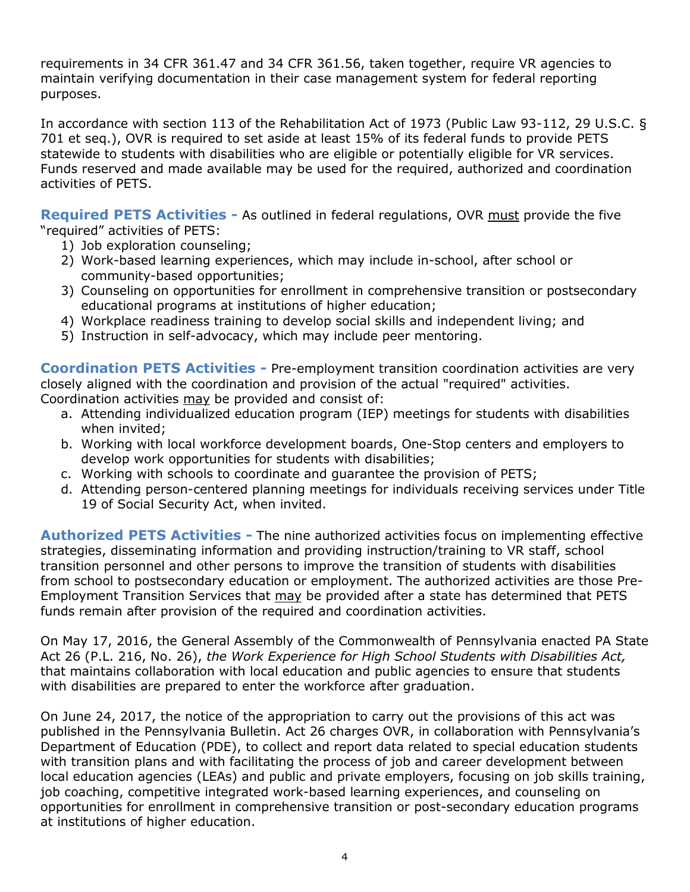requirements in 34 CFR 361.47 and 34 CFR 361.56, taken together, require VR agencies to maintain verifying documentation in their case management system for federal reporting purposes.

In accordance with section 113 of the Rehabilitation Act of 1973 (Public Law 93-112, 29 U.S.C. § 701 et seq.), OVR is required to set aside at least 15% of its federal funds to provide PETS statewide to students with disabilities who are eligible or potentially eligible for VR services. Funds reserved and made available may be used for the required, authorized and coordination activities of PETS.

**Required PETS Activities -** As outlined in federal regulations, OVR must provide the five "required" activities of PETS:

1) Job exploration counseling;
2) Work-based learning experiences, which may include in-school, after school or community-based opportunities;
3) Counseling on opportunities for enrollment in comprehensive transition or postsecondary educational programs at institutions of higher education;
4) Workplace readiness training to develop social skills and independent living; and
5) Instruction in self-advocacy, which may include peer mentoring.

**Coordination PETS Activities -** Pre-employment transition coordination activities are very closely aligned with the coordination and provision of the actual "required" activities. Coordination activities may be provided and consist of:

a. Attending individualized education program (IEP) meetings for students with disabilities when invited;
b. Working with local workforce development boards, One-Stop centers and employers to develop work opportunities for students with disabilities;
c. Working with schools to coordinate and guarantee the provision of PETS;
d. Attending person-centered planning meetings for individuals receiving services under Title 19 of Social Security Act, when invited.

**Authorized PETS Activities -** The nine authorized activities focus on implementing effective strategies, disseminating information and providing instruction/training to VR staff, school transition personnel and other persons to improve the transition of students with disabilities from school to postsecondary education or employment. The authorized activities are those Pre-Employment Transition Services that may be provided after a state has determined that PETS funds remain after provision of the required and coordination activities.

On May 17, 2016, the General Assembly of the Commonwealth of Pennsylvania enacted PA State Act 26 (P.L. 216, No. 26), *the Work Experience for High School Students with Disabilities Act,* that maintains collaboration with local education and public agencies to ensure that students with disabilities are prepared to enter the workforce after graduation.

On June 24, 2017, the notice of the appropriation to carry out the provisions of this act was published in the Pennsylvania Bulletin. Act 26 charges OVR, in collaboration with Pennsylvania's Department of Education (PDE), to collect and report data related to special education students with transition plans and with facilitating the process of job and career development between local education agencies (LEAs) and public and private employers, focusing on job skills training, job coaching, competitive integrated work-based learning experiences, and counseling on opportunities for enrollment in comprehensive transition or post-secondary education programs at institutions of higher education.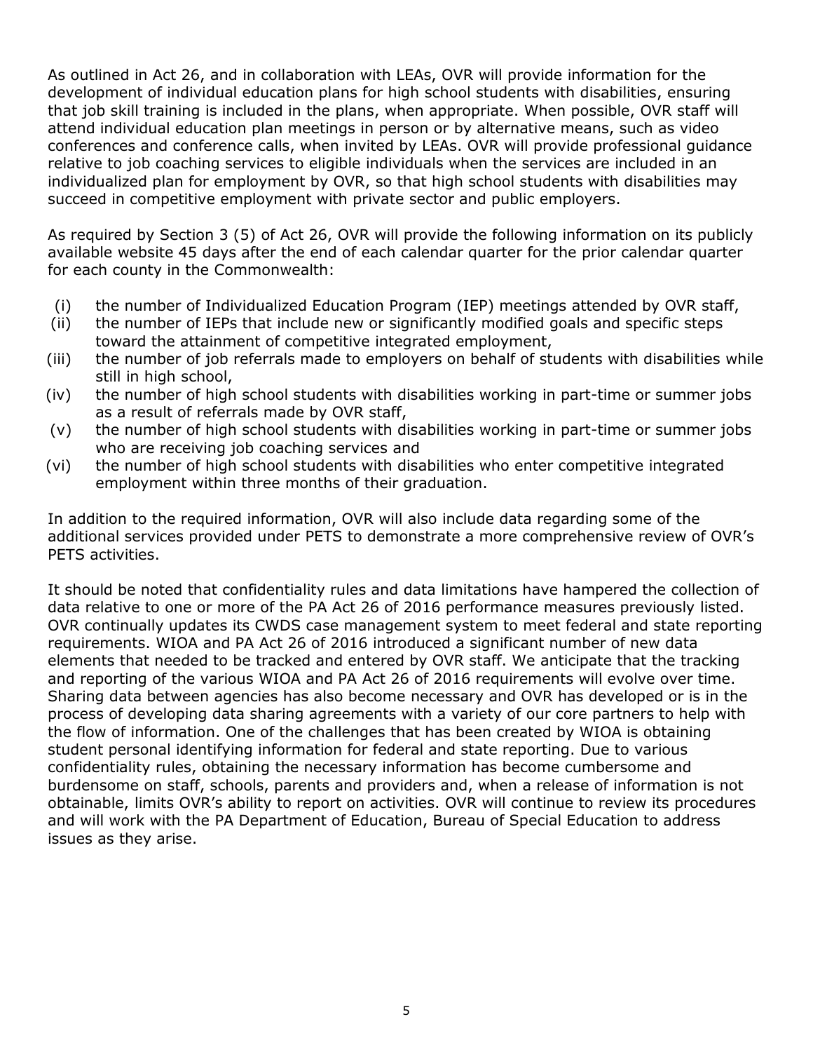As outlined in Act 26, and in collaboration with LEAs, OVR will provide information for the development of individual education plans for high school students with disabilities, ensuring that job skill training is included in the plans, when appropriate. When possible, OVR staff will attend individual education plan meetings in person or by alternative means, such as video conferences and conference calls, when invited by LEAs. OVR will provide professional guidance relative to job coaching services to eligible individuals when the services are included in an individualized plan for employment by OVR, so that high school students with disabilities may succeed in competitive employment with private sector and public employers.

As required by Section 3 (5) of Act 26, OVR will provide the following information on its publicly available website 45 days after the end of each calendar quarter for the prior calendar quarter for each county in the Commonwealth:

- (i) the number of Individualized Education Program (IEP) meetings attended by OVR staff,
- (ii) the number of IEPs that include new or significantly modified goals and specific steps toward the attainment of competitive integrated employment,
- (iii) the number of job referrals made to employers on behalf of students with disabilities while still in high school,
- (iv) the number of high school students with disabilities working in part-time or summer jobs as a result of referrals made by OVR staff,
- (v) the number of high school students with disabilities working in part-time or summer jobs who are receiving job coaching services and
- (vi) the number of high school students with disabilities who enter competitive integrated employment within three months of their graduation.

In addition to the required information, OVR will also include data regarding some of the additional services provided under PETS to demonstrate a more comprehensive review of OVR's PETS activities.

It should be noted that confidentiality rules and data limitations have hampered the collection of data relative to one or more of the PA Act 26 of 2016 performance measures previously listed. OVR continually updates its CWDS case management system to meet federal and state reporting requirements. WIOA and PA Act 26 of 2016 introduced a significant number of new data elements that needed to be tracked and entered by OVR staff. We anticipate that the tracking and reporting of the various WIOA and PA Act 26 of 2016 requirements will evolve over time. Sharing data between agencies has also become necessary and OVR has developed or is in the process of developing data sharing agreements with a variety of our core partners to help with the flow of information. One of the challenges that has been created by WIOA is obtaining student personal identifying information for federal and state reporting. Due to various confidentiality rules, obtaining the necessary information has become cumbersome and burdensome on staff, schools, parents and providers and, when a release of information is not obtainable, limits OVR's ability to report on activities. OVR will continue to review its procedures and will work with the PA Department of Education, Bureau of Special Education to address issues as they arise.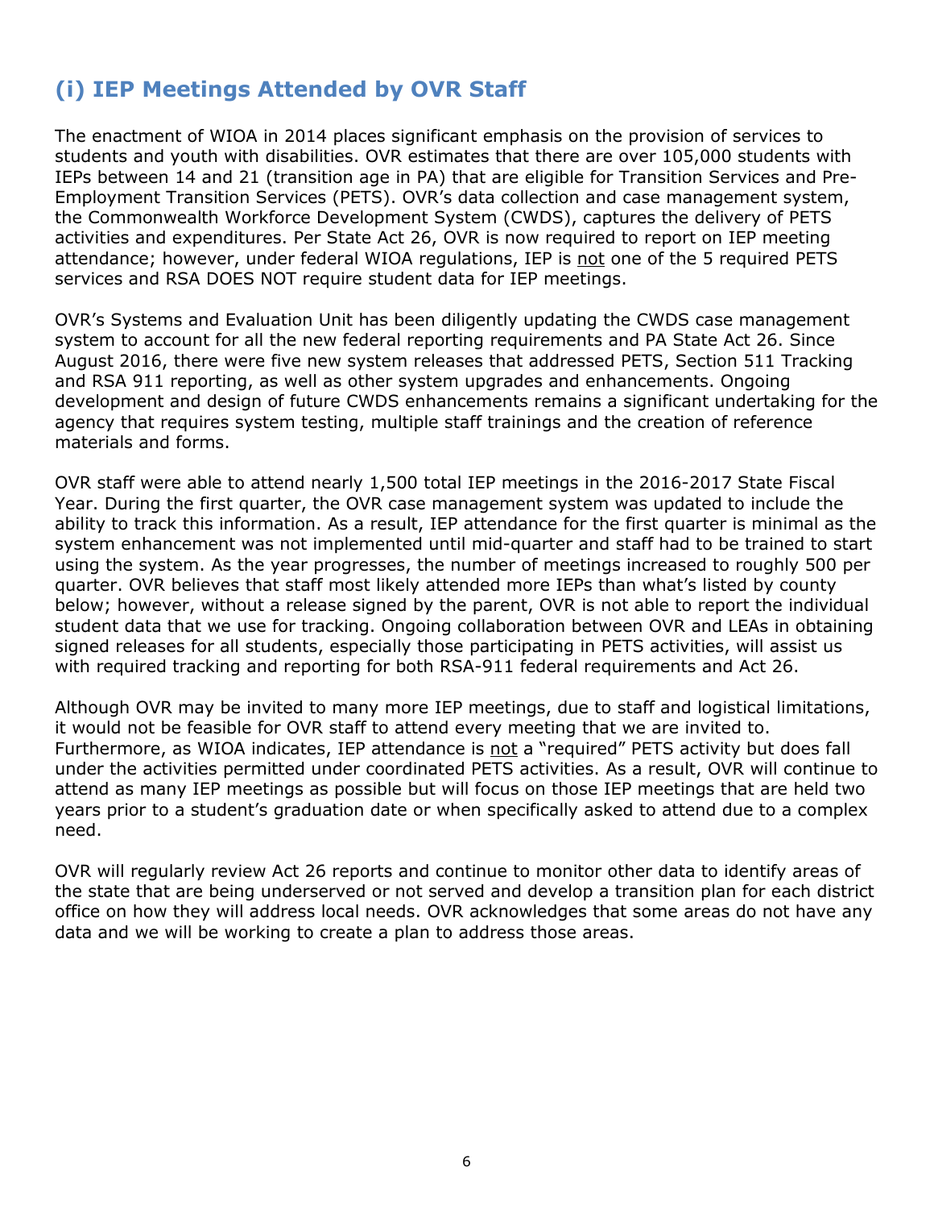## (i) IEP Meetings Attended by OVR Staff

The enactment of WIOA in 2014 places significant emphasis on the provision of services to students and youth with disabilities. OVR estimates that there are over 105,000 students with IEPs between 14 and 21 (transition age in PA) that are eligible for Transition Services and Pre-Employment Transition Services (PETS). OVR's data collection and case management system, the Commonwealth Workforce Development System (CWDS), captures the delivery of PETS activities and expenditures. Per State Act 26, OVR is now required to report on IEP meeting attendance; however, under federal WIOA regulations, IEP is <u>not</u> one of the 5 required PETS services and RSA DOES NOT require student data for IEP meetings.

OVR's Systems and Evaluation Unit has been diligently updating the CWDS case management system to account for all the new federal reporting requirements and PA State Act 26. Since August 2016, there were five new system releases that addressed PETS, Section 511 Tracking and RSA 911 reporting, as well as other system upgrades and enhancements. Ongoing development and design of future CWDS enhancements remains a significant undertaking for the agency that requires system testing, multiple staff trainings and the creation of reference materials and forms.

OVR staff were able to attend nearly 1,500 total IEP meetings in the 2016-2017 State Fiscal Year. During the first quarter, the OVR case management system was updated to include the ability to track this information. As a result, IEP attendance for the first quarter is minimal as the system enhancement was not implemented until mid-quarter and staff had to be trained to start using the system. As the year progresses, the number of meetings increased to roughly 500 per quarter. OVR believes that staff most likely attended more IEPs than what's listed by county below; however, without a release signed by the parent, OVR is not able to report the individual student data that we use for tracking. Ongoing collaboration between OVR and LEAs in obtaining signed releases for all students, especially those participating in PETS activities, will assist us with required tracking and reporting for both RSA-911 federal requirements and Act 26.

Although OVR may be invited to many more IEP meetings, due to staff and logistical limitations, it would not be feasible for OVR staff to attend every meeting that we are invited to. Furthermore, as WIOA indicates, IEP attendance is <u>not</u> a "required" PETS activity but does fall under the activities permitted under coordinated PETS activities. As a result, OVR will continue to attend as many IEP meetings as possible but will focus on those IEP meetings that are held two years prior to a student's graduation date or when specifically asked to attend due to a complex need.

OVR will regularly review Act 26 reports and continue to monitor other data to identify areas of the state that are being underserved or not served and develop a transition plan for each district office on how they will address local needs. OVR acknowledges that some areas do not have any data and we will be working to create a plan to address those areas.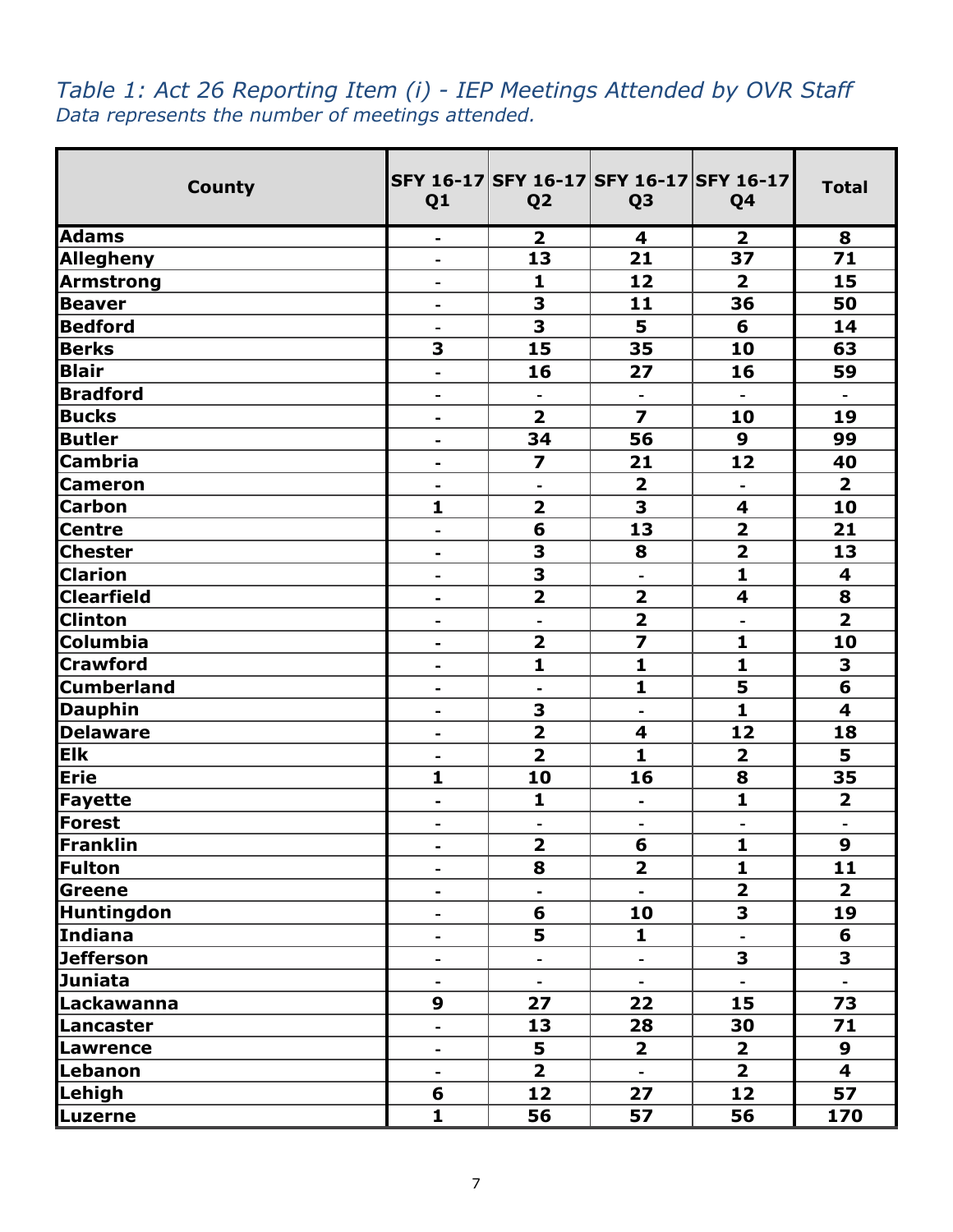*Table 1: Act 26 Reporting Item (i) - IEP Meetings Attended by OVR Staff*
*Data represents the number of meetings attended.*

| County | SFY 16-17 Q1 | SFY 16-17 Q2 | SFY 16-17 Q3 | SFY 16-17 Q4 | Total |
|---|---|---|---|---|---|
| Adams | - | 2 | 4 | 2 | 8 |
| Allegheny | - | 13 | 21 | 37 | 71 |
| Armstrong | - | 1 | 12 | 2 | 15 |
| Beaver | - | 3 | 11 | 36 | 50 |
| Bedford | - | 3 | 5 | 6 | 14 |
| Berks | 3 | 15 | 35 | 10 | 63 |
| Blair | - | 16 | 27 | 16 | 59 |
| Bradford | - | - | - | - | - |
| Bucks | - | 2 | 7 | 10 | 19 |
| Butler | - | 34 | 56 | 9 | 99 |
| Cambria | - | 7 | 21 | 12 | 40 |
| Cameron | - | - | 2 | - | 2 |
| Carbon | 1 | 2 | 3 | 4 | 10 |
| Centre | - | 6 | 13 | 2 | 21 |
| Chester | - | 3 | 8 | 2 | 13 |
| Clarion | - | 3 | - | 1 | 4 |
| Clearfield | - | 2 | 2 | 4 | 8 |
| Clinton | - | - | 2 | - | 2 |
| Columbia | - | 2 | 7 | 1 | 10 |
| Crawford | - | 1 | 1 | 1 | 3 |
| Cumberland | - | - | 1 | 5 | 6 |
| Dauphin | - | 3 | - | 1 | 4 |
| Delaware | - | 2 | 4 | 12 | 18 |
| Elk | - | 2 | 1 | 2 | 5 |
| Erie | 1 | 10 | 16 | 8 | 35 |
| Fayette | - | 1 | - | 1 | 2 |
| Forest | - | - | - | - | - |
| Franklin | - | 2 | 6 | 1 | 9 |
| Fulton | - | 8 | 2 | 1 | 11 |
| Greene | - | - | - | 2 | 2 |
| Huntingdon | - | 6 | 10 | 3 | 19 |
| Indiana | - | 5 | 1 | - | 6 |
| Jefferson | - | - | - | 3 | 3 |
| Juniata | - | - | - | - | - |
| Lackawanna | 9 | 27 | 22 | 15 | 73 |
| Lancaster | - | 13 | 28 | 30 | 71 |
| Lawrence | - | 5 | 2 | 2 | 9 |
| Lebanon | - | 2 | - | 2 | 4 |
| Lehigh | 6 | 12 | 27 | 12 | 57 |
| Luzerne | 1 | 56 | 57 | 56 | 170 |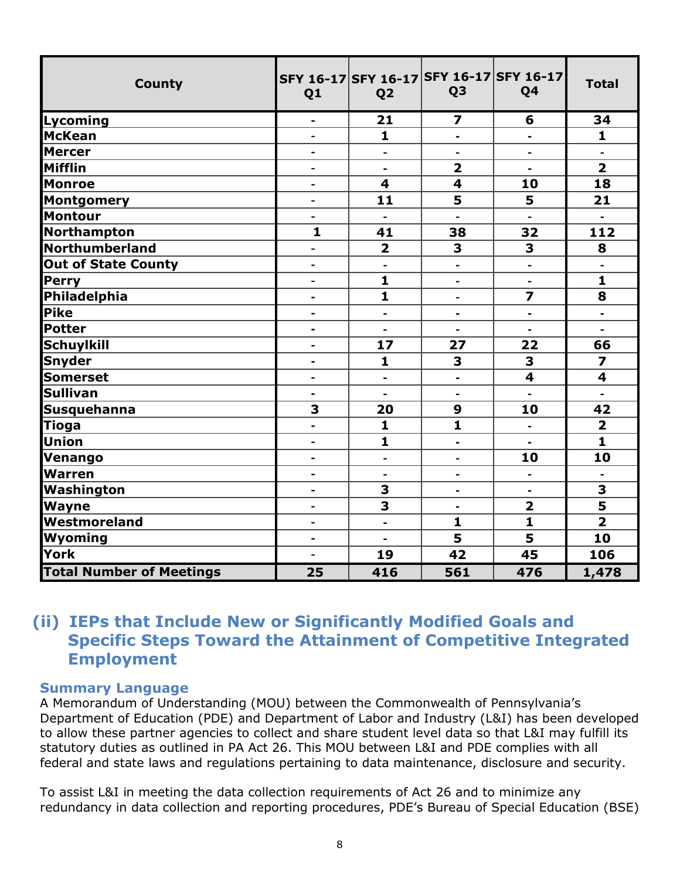| County | SFY 16-17 Q1 | SFY 16-17 Q2 | SFY 16-17 Q3 | SFY 16-17 Q4 | Total |
|---|---|---|---|---|---|
| Lycoming | - | 21 | 7 | 6 | 34 |
| McKean | - | 1 | - | - | 1 |
| Mercer | - | - | - | - | - |
| Mifflin | - | - | 2 | - | 2 |
| Monroe | - | 4 | 4 | 10 | 18 |
| Montgomery | - | 11 | 5 | 5 | 21 |
| Montour | - | - | - | - | - |
| Northampton | 1 | 41 | 38 | 32 | 112 |
| Northumberland | - | 2 | 3 | 3 | 8 |
| Out of State County | - | - | - | - | - |
| Perry | - | 1 | - | - | 1 |
| Philadelphia | - | 1 | - | 7 | 8 |
| Pike | - | - | - | - | - |
| Potter | - | - | - | - | - |
| Schuylkill | - | 17 | 27 | 22 | 66 |
| Snyder | - | 1 | 3 | 3 | 7 |
| Somerset | - | - | - | 4 | 4 |
| Sullivan | - | - | - | - | - |
| Susquehanna | 3 | 20 | 9 | 10 | 42 |
| Tioga | - | 1 | 1 | - | 2 |
| Union | - | 1 | - | - | 1 |
| Venango | - | - | - | 10 | 10 |
| Warren | - | - | - | - | - |
| Washington | - | 3 | - | - | 3 |
| Wayne | - | 3 | - | 2 | 5 |
| Westmoreland | - | - | 1 | 1 | 2 |
| Wyoming | - | - | 5 | 5 | 10 |
| York | - | 19 | 42 | 45 | 106 |
| **Total Number of Meetings** | **25** | **416** | **561** | **476** | **1,478** |

## (ii) IEPs that Include New or Significantly Modified Goals and Specific Steps Toward the Attainment of Competitive Integrated Employment

### Summary Language

A Memorandum of Understanding (MOU) between the Commonwealth of Pennsylvania's Department of Education (PDE) and Department of Labor and Industry (L&I) has been developed to allow these partner agencies to collect and share student level data so that L&I may fulfill its statutory duties as outlined in PA Act 26. This MOU between L&I and PDE complies with all federal and state laws and regulations pertaining to data maintenance, disclosure and security.

To assist L&I in meeting the data collection requirements of Act 26 and to minimize any redundancy in data collection and reporting procedures, PDE's Bureau of Special Education (BSE)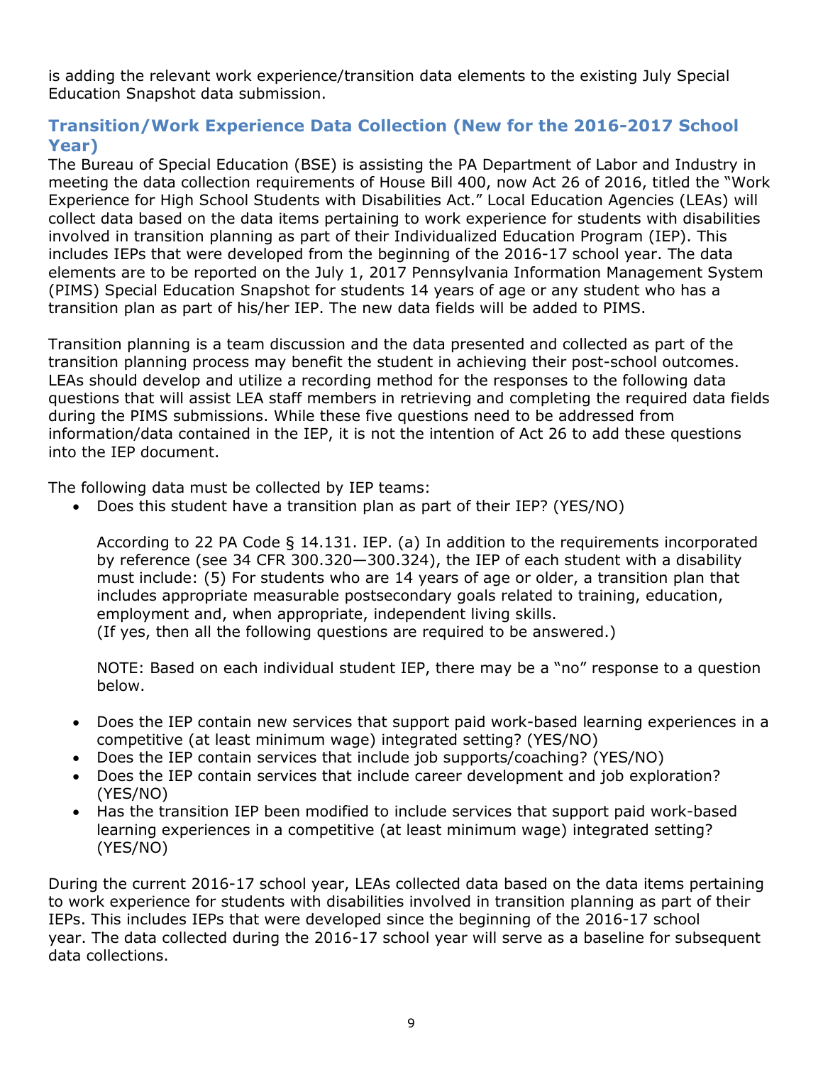is adding the relevant work experience/transition data elements to the existing July Special Education Snapshot data submission.

## Transition/Work Experience Data Collection (New for the 2016-2017 School Year)

The Bureau of Special Education (BSE) is assisting the PA Department of Labor and Industry in meeting the data collection requirements of House Bill 400, now Act 26 of 2016, titled the "Work Experience for High School Students with Disabilities Act." Local Education Agencies (LEAs) will collect data based on the data items pertaining to work experience for students with disabilities involved in transition planning as part of their Individualized Education Program (IEP). This includes IEPs that were developed from the beginning of the 2016-17 school year. The data elements are to be reported on the July 1, 2017 Pennsylvania Information Management System (PIMS) Special Education Snapshot for students 14 years of age or any student who has a transition plan as part of his/her IEP. The new data fields will be added to PIMS.

Transition planning is a team discussion and the data presented and collected as part of the transition planning process may benefit the student in achieving their post-school outcomes. LEAs should develop and utilize a recording method for the responses to the following data questions that will assist LEA staff members in retrieving and completing the required data fields during the PIMS submissions. While these five questions need to be addressed from information/data contained in the IEP, it is not the intention of Act 26 to add these questions into the IEP document.

The following data must be collected by IEP teams:

- Does this student have a transition plan as part of their IEP? (YES/NO)

  According to 22 PA Code § 14.131. IEP. (a) In addition to the requirements incorporated by reference (see 34 CFR 300.320—300.324), the IEP of each student with a disability must include: (5) For students who are 14 years of age or older, a transition plan that includes appropriate measurable postsecondary goals related to training, education, employment and, when appropriate, independent living skills.
  (If yes, then all the following questions are required to be answered.)

  NOTE: Based on each individual student IEP, there may be a "no" response to a question below.

- Does the IEP contain new services that support paid work-based learning experiences in a competitive (at least minimum wage) integrated setting? (YES/NO)
- Does the IEP contain services that include job supports/coaching? (YES/NO)
- Does the IEP contain services that include career development and job exploration? (YES/NO)
- Has the transition IEP been modified to include services that support paid work-based learning experiences in a competitive (at least minimum wage) integrated setting? (YES/NO)

During the current 2016-17 school year, LEAs collected data based on the data items pertaining to work experience for students with disabilities involved in transition planning as part of their IEPs. This includes IEPs that were developed since the beginning of the 2016-17 school year. The data collected during the 2016-17 school year will serve as a baseline for subsequent data collections.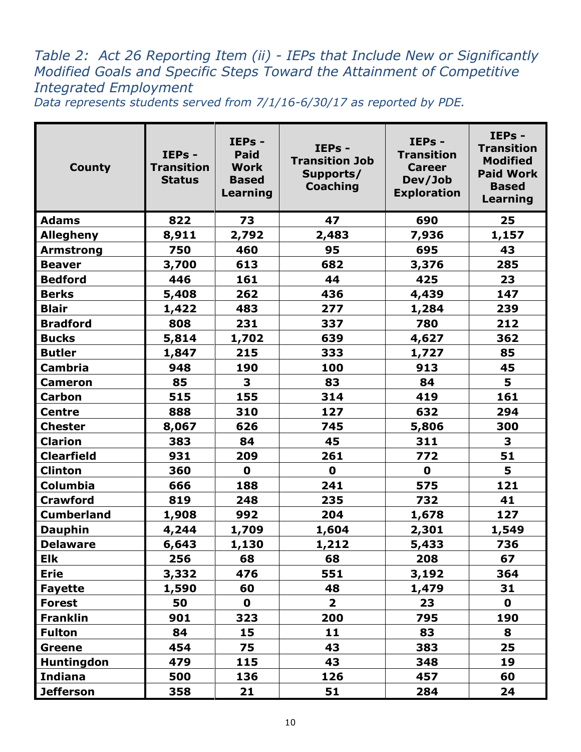*Table 2: Act 26 Reporting Item (ii) - IEPs that Include New or Significantly Modified Goals and Specific Steps Toward the Attainment of Competitive Integrated Employment*

*Data represents students served from 7/1/16-6/30/17 as reported by PDE.*

| County | IEPs - Transition Status | IEPs - Paid Work Based Learning | IEPs - Transition Job Supports/ Coaching | IEPs - Transition Career Dev/Job Exploration | IEPs - Transition Modified Paid Work Based Learning |
|---|---|---|---|---|---|
| Adams | 822 | 73 | 47 | 690 | 25 |
| Allegheny | 8,911 | 2,792 | 2,483 | 7,936 | 1,157 |
| Armstrong | 750 | 460 | 95 | 695 | 43 |
| Beaver | 3,700 | 613 | 682 | 3,376 | 285 |
| Bedford | 446 | 161 | 44 | 425 | 23 |
| Berks | 5,408 | 262 | 436 | 4,439 | 147 |
| Blair | 1,422 | 483 | 277 | 1,284 | 239 |
| Bradford | 808 | 231 | 337 | 780 | 212 |
| Bucks | 5,814 | 1,702 | 639 | 4,627 | 362 |
| Butler | 1,847 | 215 | 333 | 1,727 | 85 |
| Cambria | 948 | 190 | 100 | 913 | 45 |
| Cameron | 85 | 3 | 83 | 84 | 5 |
| Carbon | 515 | 155 | 314 | 419 | 161 |
| Centre | 888 | 310 | 127 | 632 | 294 |
| Chester | 8,067 | 626 | 745 | 5,806 | 300 |
| Clarion | 383 | 84 | 45 | 311 | 3 |
| Clearfield | 931 | 209 | 261 | 772 | 51 |
| Clinton | 360 | 0 | 0 | 0 | 5 |
| Columbia | 666 | 188 | 241 | 575 | 121 |
| Crawford | 819 | 248 | 235 | 732 | 41 |
| Cumberland | 1,908 | 992 | 204 | 1,678 | 127 |
| Dauphin | 4,244 | 1,709 | 1,604 | 2,301 | 1,549 |
| Delaware | 6,643 | 1,130 | 1,212 | 5,433 | 736 |
| Elk | 256 | 68 | 68 | 208 | 67 |
| Erie | 3,332 | 476 | 551 | 3,192 | 364 |
| Fayette | 1,590 | 60 | 48 | 1,479 | 31 |
| Forest | 50 | 0 | 2 | 23 | 0 |
| Franklin | 901 | 323 | 200 | 795 | 190 |
| Fulton | 84 | 15 | 11 | 83 | 8 |
| Greene | 454 | 75 | 43 | 383 | 25 |
| Huntingdon | 479 | 115 | 43 | 348 | 19 |
| Indiana | 500 | 136 | 126 | 457 | 60 |
| Jefferson | 358 | 21 | 51 | 284 | 24 |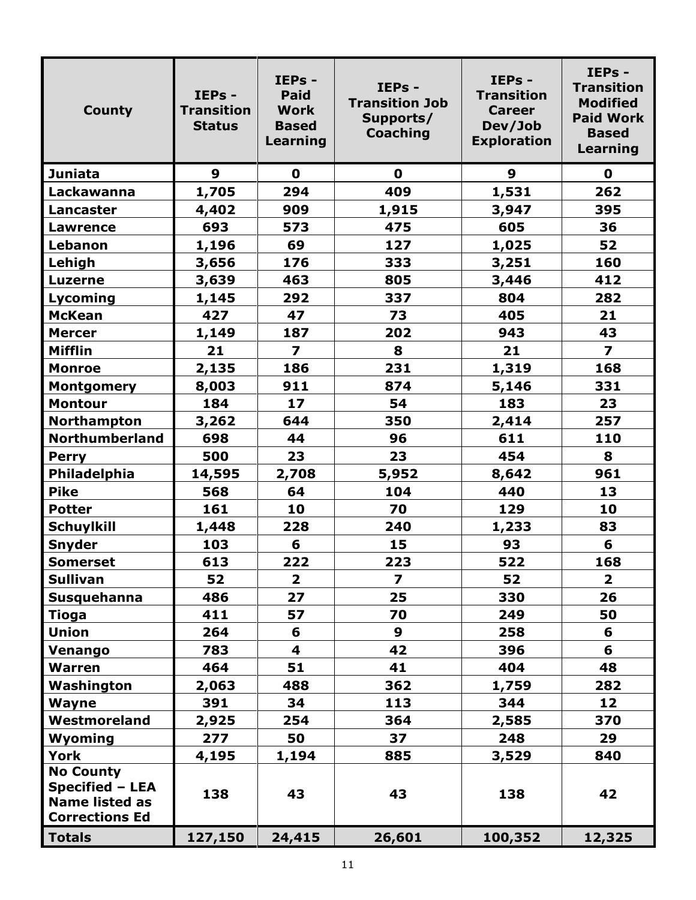| County | IEPs - Transition Status | IEPs - Paid Work Based Learning | IEPs - Transition Job Supports/ Coaching | IEPs - Transition Career Dev/Job Exploration | IEPs - Transition Modified Paid Work Based Learning |
|---|---|---|---|---|---|
| **Juniata** | **9** | **0** | **0** | **9** | **0** |
| **Lackawanna** | **1,705** | **294** | **409** | **1,531** | **262** |
| **Lancaster** | **4,402** | **909** | **1,915** | **3,947** | **395** |
| **Lawrence** | **693** | **573** | **475** | **605** | **36** |
| **Lebanon** | **1,196** | **69** | **127** | **1,025** | **52** |
| **Lehigh** | **3,656** | **176** | **333** | **3,251** | **160** |
| **Luzerne** | **3,639** | **463** | **805** | **3,446** | **412** |
| **Lycoming** | **1,145** | **292** | **337** | **804** | **282** |
| **McKean** | **427** | **47** | **73** | **405** | **21** |
| **Mercer** | **1,149** | **187** | **202** | **943** | **43** |
| **Mifflin** | **21** | **7** | **8** | **21** | **7** |
| **Monroe** | **2,135** | **186** | **231** | **1,319** | **168** |
| **Montgomery** | **8,003** | **911** | **874** | **5,146** | **331** |
| **Montour** | **184** | **17** | **54** | **183** | **23** |
| **Northampton** | **3,262** | **644** | **350** | **2,414** | **257** |
| **Northumberland** | **698** | **44** | **96** | **611** | **110** |
| **Perry** | **500** | **23** | **23** | **454** | **8** |
| **Philadelphia** | **14,595** | **2,708** | **5,952** | **8,642** | **961** |
| **Pike** | **568** | **64** | **104** | **440** | **13** |
| **Potter** | **161** | **10** | **70** | **129** | **10** |
| **Schuylkill** | **1,448** | **228** | **240** | **1,233** | **83** |
| **Snyder** | **103** | **6** | **15** | **93** | **6** |
| **Somerset** | **613** | **222** | **223** | **522** | **168** |
| **Sullivan** | **52** | **2** | **7** | **52** | **2** |
| **Susquehanna** | **486** | **27** | **25** | **330** | **26** |
| **Tioga** | **411** | **57** | **70** | **249** | **50** |
| **Union** | **264** | **6** | **9** | **258** | **6** |
| **Venango** | **783** | **4** | **42** | **396** | **6** |
| **Warren** | **464** | **51** | **41** | **404** | **48** |
| **Washington** | **2,063** | **488** | **362** | **1,759** | **282** |
| **Wayne** | **391** | **34** | **113** | **344** | **12** |
| **Westmoreland** | **2,925** | **254** | **364** | **2,585** | **370** |
| **Wyoming** | **277** | **50** | **37** | **248** | **29** |
| **York** | **4,195** | **1,194** | **885** | **3,529** | **840** |
| **No County Specified – LEA Name listed as Corrections Ed** | **138** | **43** | **43** | **138** | **42** |
| **Totals** | **127,150** | **24,415** | **26,601** | **100,352** | **12,325** |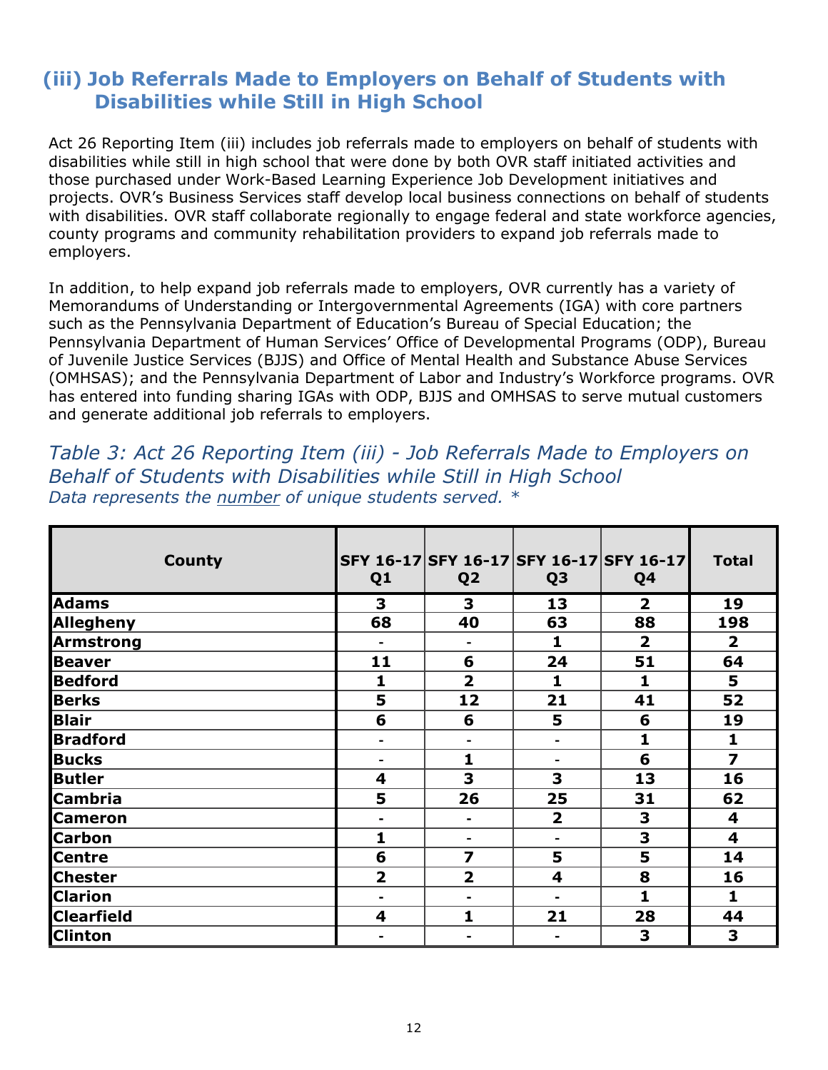## (iii) Job Referrals Made to Employers on Behalf of Students with Disabilities while Still in High School

Act 26 Reporting Item (iii) includes job referrals made to employers on behalf of students with disabilities while still in high school that were done by both OVR staff initiated activities and those purchased under Work-Based Learning Experience Job Development initiatives and projects. OVR's Business Services staff develop local business connections on behalf of students with disabilities. OVR staff collaborate regionally to engage federal and state workforce agencies, county programs and community rehabilitation providers to expand job referrals made to employers.

In addition, to help expand job referrals made to employers, OVR currently has a variety of Memorandums of Understanding or Intergovernmental Agreements (IGA) with core partners such as the Pennsylvania Department of Education's Bureau of Special Education; the Pennsylvania Department of Human Services' Office of Developmental Programs (ODP), Bureau of Juvenile Justice Services (BJJS) and Office of Mental Health and Substance Abuse Services (OMHSAS); and the Pennsylvania Department of Labor and Industry's Workforce programs. OVR has entered into funding sharing IGAs with ODP, BJJS and OMHSAS to serve mutual customers and generate additional job referrals to employers.

*Table 3: Act 26 Reporting Item (iii) - Job Referrals Made to Employers on Behalf of Students with Disabilities while Still in High School*
*Data represents the number of unique students served. **

| County | SFY 16-17 Q1 | SFY 16-17 Q2 | SFY 16-17 Q3 | SFY 16-17 Q4 | Total |
|---|---|---|---|---|---|
| Adams | 3 | 3 | 13 | 2 | 19 |
| Allegheny | 68 | 40 | 63 | 88 | 198 |
| Armstrong | - | - | 1 | 2 | 2 |
| Beaver | 11 | 6 | 24 | 51 | 64 |
| Bedford | 1 | 2 | 1 | 1 | 5 |
| Berks | 5 | 12 | 21 | 41 | 52 |
| Blair | 6 | 6 | 5 | 6 | 19 |
| Bradford | - | - | - | 1 | 1 |
| Bucks | - | 1 | - | 6 | 7 |
| Butler | 4 | 3 | 3 | 13 | 16 |
| Cambria | 5 | 26 | 25 | 31 | 62 |
| Cameron | - | - | 2 | 3 | 4 |
| Carbon | 1 | - | - | 3 | 4 |
| Centre | 6 | 7 | 5 | 5 | 14 |
| Chester | 2 | 2 | 4 | 8 | 16 |
| Clarion | - | - | - | 1 | 1 |
| Clearfield | 4 | 1 | 21 | 28 | 44 |
| Clinton | - | - | - | 3 | 3 |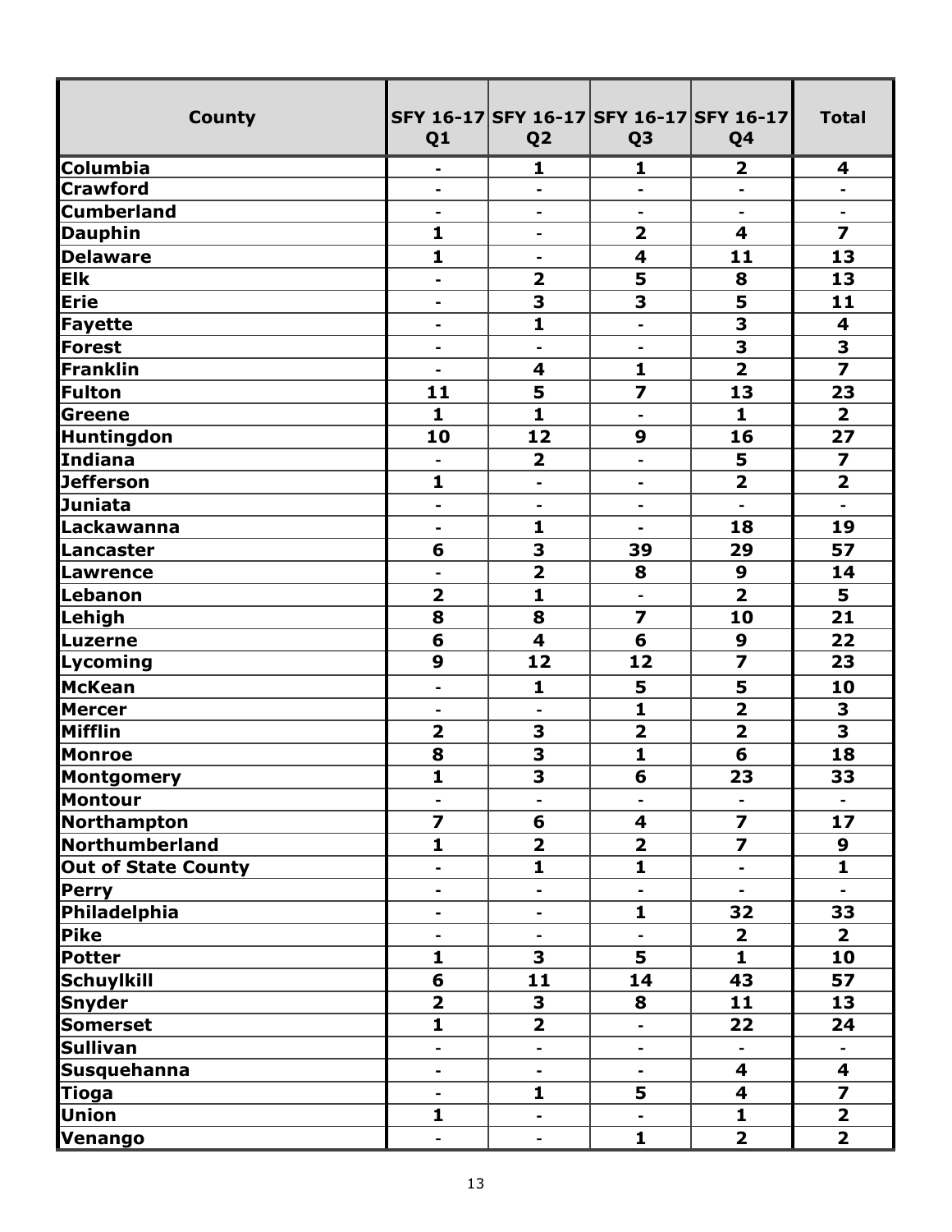| County | SFY 16-17 Q1 | SFY 16-17 Q2 | SFY 16-17 Q3 | SFY 16-17 Q4 | Total |
|---|---|---|---|---|---|
| Columbia | - | 1 | 1 | 2 | 4 |
| Crawford | - | - | - | - | - |
| Cumberland | - | - | - | - | - |
| Dauphin | 1 | - | 2 | 4 | 7 |
| Delaware | 1 | - | 4 | 11 | 13 |
| Elk | - | 2 | 5 | 8 | 13 |
| Erie | - | 3 | 3 | 5 | 11 |
| Fayette | - | 1 | - | 3 | 4 |
| Forest | - | - | - | 3 | 3 |
| Franklin | - | 4 | 1 | 2 | 7 |
| Fulton | 11 | 5 | 7 | 13 | 23 |
| Greene | 1 | 1 | - | 1 | 2 |
| Huntingdon | 10 | 12 | 9 | 16 | 27 |
| Indiana | - | 2 | - | 5 | 7 |
| Jefferson | 1 | - | - | 2 | 2 |
| Juniata | - | - | - | - | - |
| Lackawanna | - | 1 | - | 18 | 19 |
| Lancaster | 6 | 3 | 39 | 29 | 57 |
| Lawrence | - | 2 | 8 | 9 | 14 |
| Lebanon | 2 | 1 | - | 2 | 5 |
| Lehigh | 8 | 8 | 7 | 10 | 21 |
| Luzerne | 6 | 4 | 6 | 9 | 22 |
| Lycoming | 9 | 12 | 12 | 7 | 23 |
| McKean | - | 1 | 5 | 5 | 10 |
| Mercer | - | - | 1 | 2 | 3 |
| Mifflin | 2 | 3 | 2 | 2 | 3 |
| Monroe | 8 | 3 | 1 | 6 | 18 |
| Montgomery | 1 | 3 | 6 | 23 | 33 |
| Montour | - | - | - | - | - |
| Northampton | 7 | 6 | 4 | 7 | 17 |
| Northumberland | 1 | 2 | 2 | 7 | 9 |
| Out of State County | - | 1 | 1 | - | 1 |
| Perry | - | - | - | - | - |
| Philadelphia | - | - | 1 | 32 | 33 |
| Pike | - | - | - | 2 | 2 |
| Potter | 1 | 3 | 5 | 1 | 10 |
| Schuylkill | 6 | 11 | 14 | 43 | 57 |
| Snyder | 2 | 3 | 8 | 11 | 13 |
| Somerset | 1 | 2 | - | 22 | 24 |
| Sullivan | - | - | - | - | - |
| Susquehanna | - | - | - | 4 | 4 |
| Tioga | - | 1 | 5 | 4 | 7 |
| Union | 1 | - | - | 1 | 2 |
| Venango | - | - | 1 | 2 | 2 |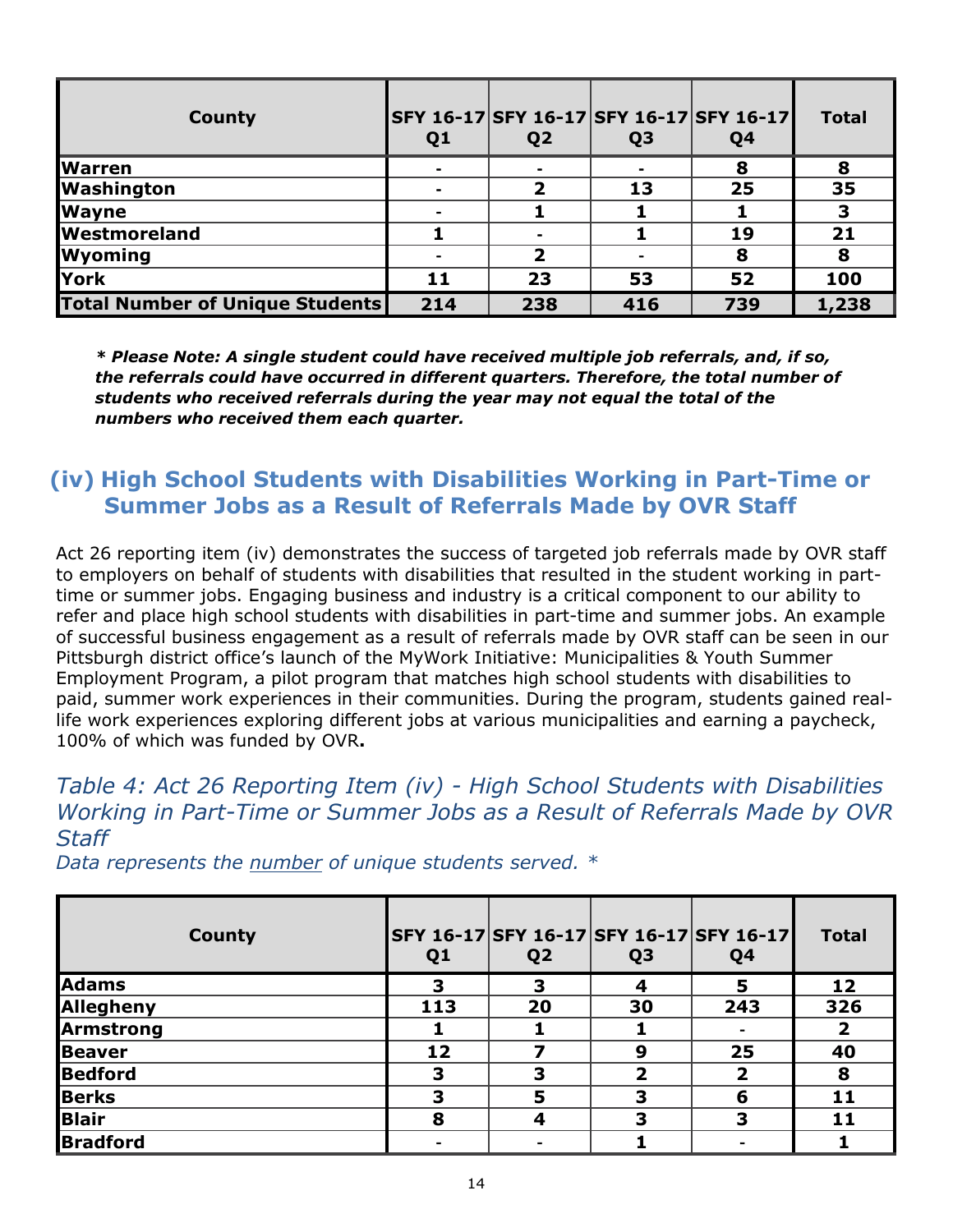| County | SFY 16-17 Q1 | SFY 16-17 Q2 | SFY 16-17 Q3 | SFY 16-17 Q4 | Total |
|---|---|---|---|---|---|
| Warren | - | - | - | 8 | 8 |
| Washington | - | 2 | 13 | 25 | 35 |
| Wayne | - | 1 | 1 | 1 | 3 |
| Westmoreland | 1 | - | 1 | 19 | 21 |
| Wyoming | - | 2 | - | 8 | 8 |
| York | 11 | 23 | 53 | 52 | 100 |
| Total Number of Unique Students | 214 | 238 | 416 | 739 | 1,238 |

***\* Please Note: A single student could have received multiple job referrals, and, if so, the referrals could have occurred in different quarters. Therefore, the total number of students who received referrals during the year may not equal the total of the numbers who received them each quarter.***

## (iv) High School Students with Disabilities Working in Part-Time or Summer Jobs as a Result of Referrals Made by OVR Staff

Act 26 reporting item (iv) demonstrates the success of targeted job referrals made by OVR staff to employers on behalf of students with disabilities that resulted in the student working in part-time or summer jobs. Engaging business and industry is a critical component to our ability to refer and place high school students with disabilities in part-time and summer jobs. An example of successful business engagement as a result of referrals made by OVR staff can be seen in our Pittsburgh district office's launch of the MyWork Initiative: Municipalities & Youth Summer Employment Program, a pilot program that matches high school students with disabilities to paid, summer work experiences in their communities. During the program, students gained real-life work experiences exploring different jobs at various municipalities and earning a paycheck, 100% of which was funded by OVR**.**

*Table 4: Act 26 Reporting Item (iv) - High School Students with Disabilities Working in Part-Time or Summer Jobs as a Result of Referrals Made by OVR Staff*

*Data represents the number of unique students served. \**

| County | SFY 16-17 Q1 | SFY 16-17 Q2 | SFY 16-17 Q3 | SFY 16-17 Q4 | Total |
|---|---|---|---|---|---|
| Adams | 3 | 3 | 4 | 5 | 12 |
| Allegheny | 113 | 20 | 30 | 243 | 326 |
| Armstrong | 1 | 1 | 1 | - | 2 |
| Beaver | 12 | 7 | 9 | 25 | 40 |
| Bedford | 3 | 3 | 2 | 2 | 8 |
| Berks | 3 | 5 | 3 | 6 | 11 |
| Blair | 8 | 4 | 3 | 3 | 11 |
| Bradford | - | - | 1 | - | 1 |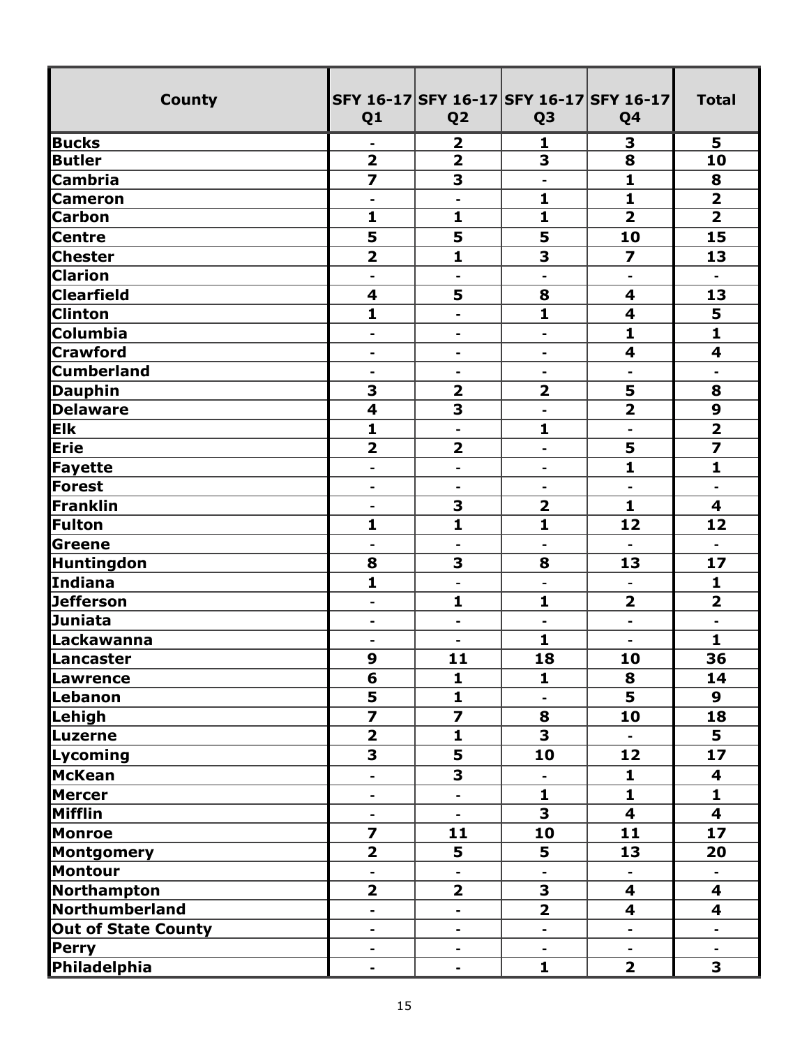| County | SFY 16-17 Q1 | SFY 16-17 Q2 | SFY 16-17 Q3 | SFY 16-17 Q4 | Total |
|---|---|---|---|---|---|
| Bucks | - | 2 | 1 | 3 | 5 |
| Butler | 2 | 2 | 3 | 8 | 10 |
| Cambria | 7 | 3 | - | 1 | 8 |
| Cameron | - | - | 1 | 1 | 2 |
| Carbon | 1 | 1 | 1 | 2 | 2 |
| Centre | 5 | 5 | 5 | 10 | 15 |
| Chester | 2 | 1 | 3 | 7 | 13 |
| Clarion | - | - | - | - | - |
| Clearfield | 4 | 5 | 8 | 4 | 13 |
| Clinton | 1 | - | 1 | 4 | 5 |
| Columbia | - | - | - | 1 | 1 |
| Crawford | - | - | - | 4 | 4 |
| Cumberland | - | - | - | - | - |
| Dauphin | 3 | 2 | 2 | 5 | 8 |
| Delaware | 4 | 3 | - | 2 | 9 |
| Elk | 1 | - | 1 | - | 2 |
| Erie | 2 | 2 | - | 5 | 7 |
| Fayette | - | - | - | 1 | 1 |
| Forest | - | - | - | - | - |
| Franklin | - | 3 | 2 | 1 | 4 |
| Fulton | 1 | 1 | 1 | 12 | 12 |
| Greene | - | - | - | - | - |
| Huntingdon | 8 | 3 | 8 | 13 | 17 |
| Indiana | 1 | - | - | - | 1 |
| Jefferson | - | 1 | 1 | 2 | 2 |
| Juniata | - | - | - | - | - |
| Lackawanna | - | - | 1 | - | 1 |
| Lancaster | 9 | 11 | 18 | 10 | 36 |
| Lawrence | 6 | 1 | 1 | 8 | 14 |
| Lebanon | 5 | 1 | - | 5 | 9 |
| Lehigh | 7 | 7 | 8 | 10 | 18 |
| Luzerne | 2 | 1 | 3 | - | 5 |
| Lycoming | 3 | 5 | 10 | 12 | 17 |
| McKean | - | 3 | - | 1 | 4 |
| Mercer | - | - | 1 | 1 | 1 |
| Mifflin | - | - | 3 | 4 | 4 |
| Monroe | 7 | 11 | 10 | 11 | 17 |
| Montgomery | 2 | 5 | 5 | 13 | 20 |
| Montour | - | - | - | - | - |
| Northampton | 2 | 2 | 3 | 4 | 4 |
| Northumberland | - | - | 2 | 4 | 4 |
| Out of State County | - | - | - | - | - |
| Perry | - | - | - | - | - |
| Philadelphia | - | - | 1 | 2 | 3 |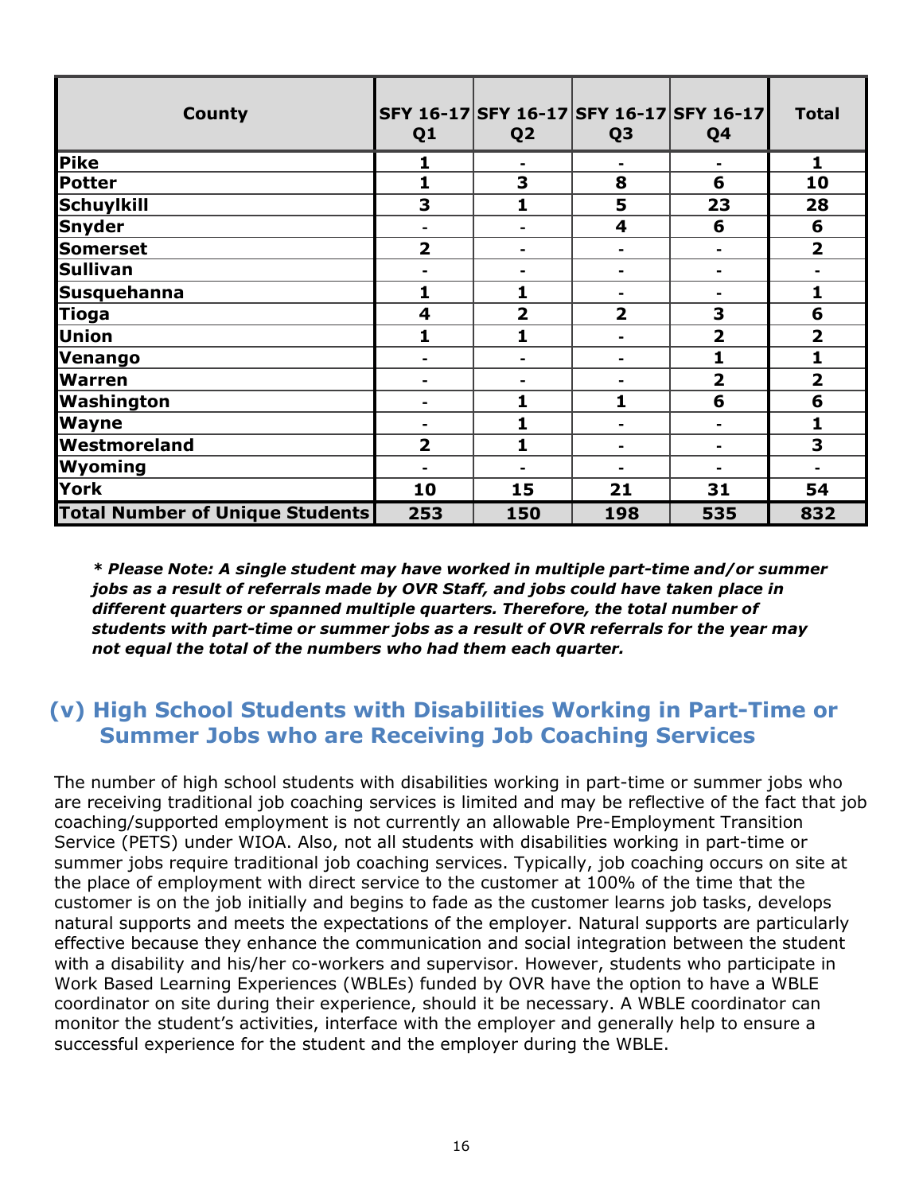| County | SFY 16-17 Q1 | SFY 16-17 Q2 | SFY 16-17 Q3 | SFY 16-17 Q4 | Total |
|---|---|---|---|---|---|
| Pike | 1 | - | - | - | 1 |
| Potter | 1 | 3 | 8 | 6 | 10 |
| Schuylkill | 3 | 1 | 5 | 23 | 28 |
| Snyder | - | - | 4 | 6 | 6 |
| Somerset | 2 | - | - | - | 2 |
| Sullivan | - | - | - | - | - |
| Susquehanna | 1 | 1 | - | - | 1 |
| Tioga | 4 | 2 | 2 | 3 | 6 |
| Union | 1 | 1 | - | 2 | 2 |
| Venango | - | - | - | 1 | 1 |
| Warren | - | - | - | 2 | 2 |
| Washington | - | 1 | 1 | 6 | 6 |
| Wayne | - | 1 | - | - | 1 |
| Westmoreland | 2 | 1 | - | - | 3 |
| Wyoming | - | - | - | - | - |
| York | 10 | 15 | 21 | 31 | 54 |
| **Total Number of Unique Students** | **253** | **150** | **198** | **535** | **832** |

***\* Please Note: A single student may have worked in multiple part-time and/or summer jobs as a result of referrals made by OVR Staff, and jobs could have taken place in different quarters or spanned multiple quarters. Therefore, the total number of students with part-time or summer jobs as a result of OVR referrals for the year may not equal the total of the numbers who had them each quarter.***

## (v) High School Students with Disabilities Working in Part-Time or Summer Jobs who are Receiving Job Coaching Services

The number of high school students with disabilities working in part-time or summer jobs who are receiving traditional job coaching services is limited and may be reflective of the fact that job coaching/supported employment is not currently an allowable Pre-Employment Transition Service (PETS) under WIOA. Also, not all students with disabilities working in part-time or summer jobs require traditional job coaching services. Typically, job coaching occurs on site at the place of employment with direct service to the customer at 100% of the time that the customer is on the job initially and begins to fade as the customer learns job tasks, develops natural supports and meets the expectations of the employer. Natural supports are particularly effective because they enhance the communication and social integration between the student with a disability and his/her co-workers and supervisor. However, students who participate in Work Based Learning Experiences (WBLEs) funded by OVR have the option to have a WBLE coordinator on site during their experience, should it be necessary. A WBLE coordinator can monitor the student's activities, interface with the employer and generally help to ensure a successful experience for the student and the employer during the WBLE.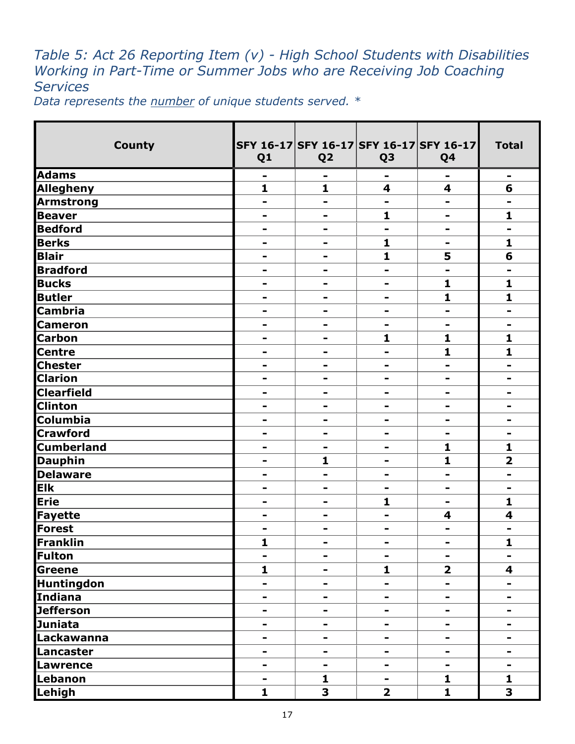*Table 5: Act 26 Reporting Item (v) - High School Students with Disabilities Working in Part-Time or Summer Jobs who are Receiving Job Coaching Services*

*Data represents the number of unique students served. **

| County | SFY 16-17 Q1 | SFY 16-17 Q2 | SFY 16-17 Q3 | SFY 16-17 Q4 | Total |
|---|---|---|---|---|---|
| **Adams** | - | - | - | - | - |
| **Allegheny** | 1 | 1 | 4 | 4 | 6 |
| **Armstrong** | - | - | - | - | - |
| **Beaver** | - | - | 1 | - | 1 |
| **Bedford** | - | - | - | - | - |
| **Berks** | - | - | 1 | - | 1 |
| **Blair** | - | - | 1 | 5 | 6 |
| **Bradford** | - | - | - | - | - |
| **Bucks** | - | - | - | 1 | 1 |
| **Butler** | - | - | - | 1 | 1 |
| **Cambria** | - | - | - | - | - |
| **Cameron** | - | - | - | - | - |
| **Carbon** | - | - | 1 | 1 | 1 |
| **Centre** | - | - | - | 1 | 1 |
| **Chester** | - | - | - | - | - |
| **Clarion** | - | - | - | - | - |
| **Clearfield** | - | - | - | - | - |
| **Clinton** | - | - | - | - | - |
| **Columbia** | - | - | - | - | - |
| **Crawford** | - | - | - | - | - |
| **Cumberland** | - | - | - | 1 | 1 |
| **Dauphin** | - | 1 | - | 1 | 2 |
| **Delaware** | - | - | - | - | - |
| **Elk** | - | - | - | - | - |
| **Erie** | - | - | 1 | - | 1 |
| **Fayette** | - | - | - | 4 | 4 |
| **Forest** | - | - | - | - | - |
| **Franklin** | 1 | - | - | - | 1 |
| **Fulton** | - | - | - | - | - |
| **Greene** | 1 | - | 1 | 2 | 4 |
| **Huntingdon** | - | - | - | - | - |
| **Indiana** | - | - | - | - | - |
| **Jefferson** | - | - | - | - | - |
| **Juniata** | - | - | - | - | - |
| **Lackawanna** | - | - | - | - | - |
| **Lancaster** | - | - | - | - | - |
| **Lawrence** | - | - | - | - | - |
| **Lebanon** | - | 1 | - | 1 | 1 |
| **Lehigh** | 1 | 3 | 2 | 1 | 3 |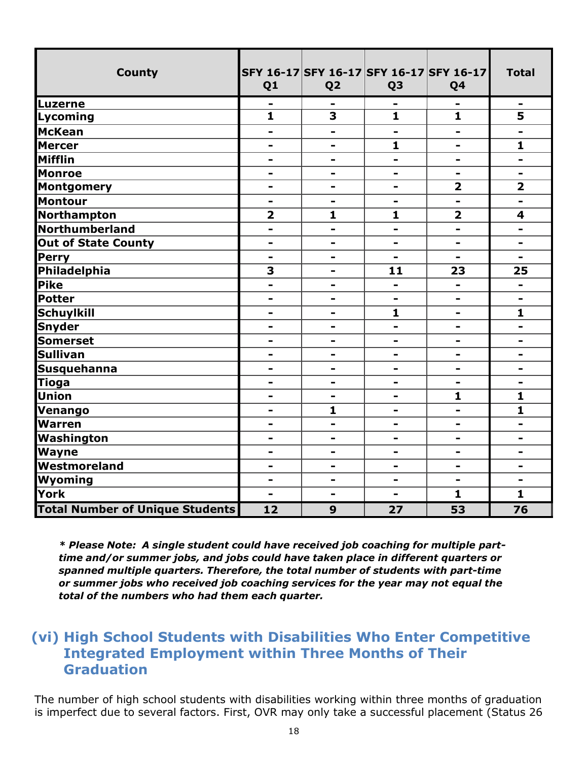| County | SFY 16-17 Q1 | SFY 16-17 Q2 | SFY 16-17 Q3 | SFY 16-17 Q4 | Total |
|---|---|---|---|---|---|
| Luzerne | - | - | - | - | - |
| Lycoming | 1 | 3 | 1 | 1 | 5 |
| McKean | - | - | - | - | - |
| Mercer | - | - | 1 | - | 1 |
| Mifflin | - | - | - | - | - |
| Monroe | - | - | - | - | - |
| Montgomery | - | - | - | 2 | 2 |
| Montour | - | - | - | - | - |
| Northampton | 2 | 1 | 1 | 2 | 4 |
| Northumberland | - | - | - | - | - |
| Out of State County | - | - | - | - | - |
| Perry | - | - | - | - | - |
| Philadelphia | 3 | - | 11 | 23 | 25 |
| Pike | - | - | - | - | - |
| Potter | - | - | - | - | - |
| Schuylkill | - | - | 1 | - | 1 |
| Snyder | - | - | - | - | - |
| Somerset | - | - | - | - | - |
| Sullivan | - | - | - | - | - |
| Susquehanna | - | - | - | - | - |
| Tioga | - | - | - | - | - |
| Union | - | - | - | 1 | 1 |
| Venango | - | 1 | - | - | 1 |
| Warren | - | - | - | - | - |
| Washington | - | - | - | - | - |
| Wayne | - | - | - | - | - |
| Westmoreland | - | - | - | - | - |
| Wyoming | - | - | - | - | - |
| York | - | - | - | 1 | 1 |
| **Total Number of Unique Students** | **12** | **9** | **27** | **53** | **76** |

***\* Please Note: A single student could have received job coaching for multiple part-time and/or summer jobs, and jobs could have taken place in different quarters or spanned multiple quarters. Therefore, the total number of students with part-time or summer jobs who received job coaching services for the year may not equal the total of the numbers who had them each quarter.***

## (vi) High School Students with Disabilities Who Enter Competitive Integrated Employment within Three Months of Their Graduation

The number of high school students with disabilities working within three months of graduation is imperfect due to several factors. First, OVR may only take a successful placement (Status 26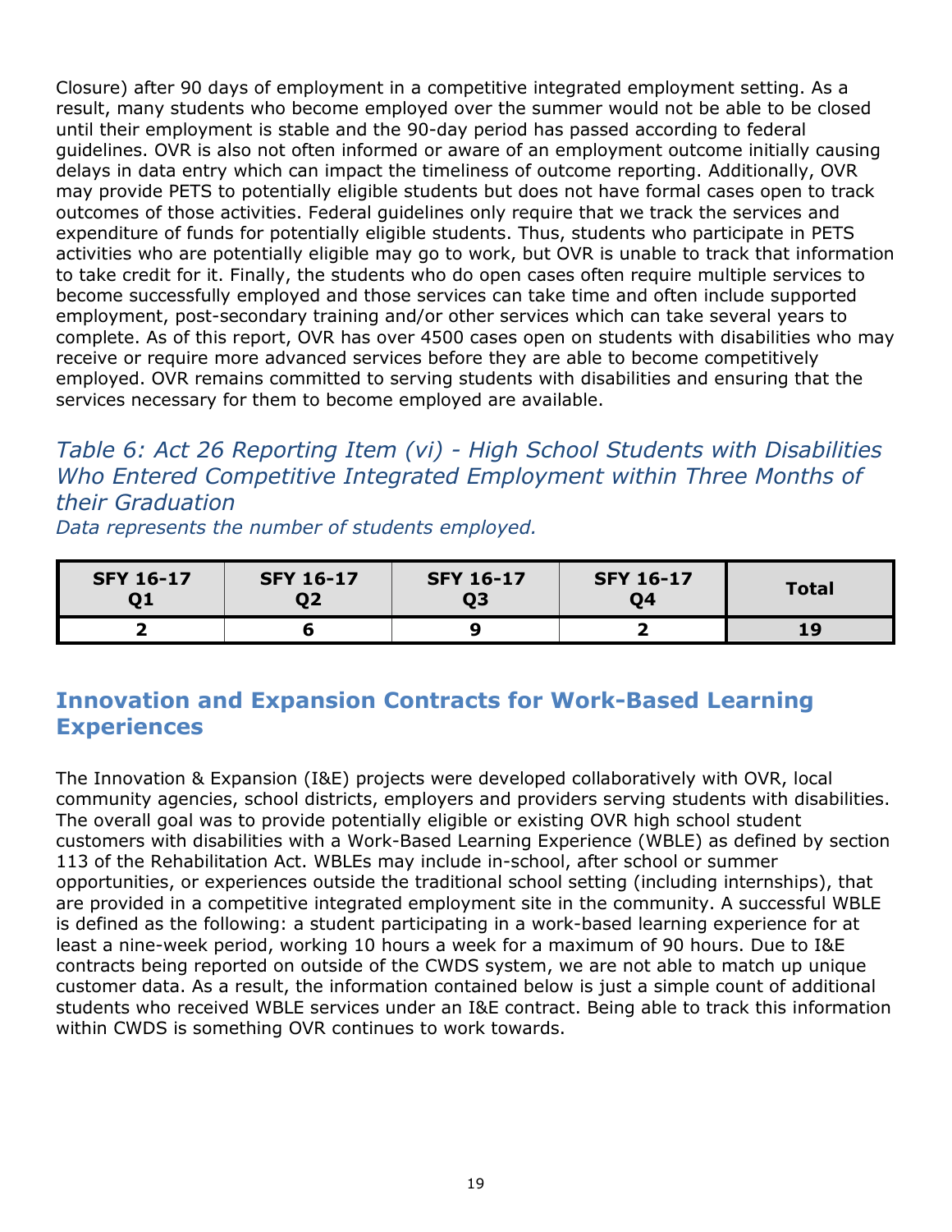Closure) after 90 days of employment in a competitive integrated employment setting. As a result, many students who become employed over the summer would not be able to be closed until their employment is stable and the 90-day period has passed according to federal guidelines. OVR is also not often informed or aware of an employment outcome initially causing delays in data entry which can impact the timeliness of outcome reporting. Additionally, OVR may provide PETS to potentially eligible students but does not have formal cases open to track outcomes of those activities. Federal guidelines only require that we track the services and expenditure of funds for potentially eligible students. Thus, students who participate in PETS activities who are potentially eligible may go to work, but OVR is unable to track that information to take credit for it. Finally, the students who do open cases often require multiple services to become successfully employed and those services can take time and often include supported employment, post-secondary training and/or other services which can take several years to complete. As of this report, OVR has over 4500 cases open on students with disabilities who may receive or require more advanced services before they are able to become competitively employed. OVR remains committed to serving students with disabilities and ensuring that the services necessary for them to become employed are available.

### *Table 6: Act 26 Reporting Item (vi) - High School Students with Disabilities Who Entered Competitive Integrated Employment within Three Months of their Graduation*

*Data represents the number of students employed.*

| SFY 16-17 Q1 | SFY 16-17 Q2 | SFY 16-17 Q3 | SFY 16-17 Q4 | Total |
|---|---|---|---|---|
| 2 | 6 | 9 | 2 | 19 |

## Innovation and Expansion Contracts for Work-Based Learning Experiences

The Innovation & Expansion (I&E) projects were developed collaboratively with OVR, local community agencies, school districts, employers and providers serving students with disabilities. The overall goal was to provide potentially eligible or existing OVR high school student customers with disabilities with a Work-Based Learning Experience (WBLE) as defined by section 113 of the Rehabilitation Act. WBLEs may include in-school, after school or summer opportunities, or experiences outside the traditional school setting (including internships), that are provided in a competitive integrated employment site in the community. A successful WBLE is defined as the following: a student participating in a work-based learning experience for at least a nine-week period, working 10 hours a week for a maximum of 90 hours. Due to I&E contracts being reported on outside of the CWDS system, we are not able to match up unique customer data. As a result, the information contained below is just a simple count of additional students who received WBLE services under an I&E contract. Being able to track this information within CWDS is something OVR continues to work towards.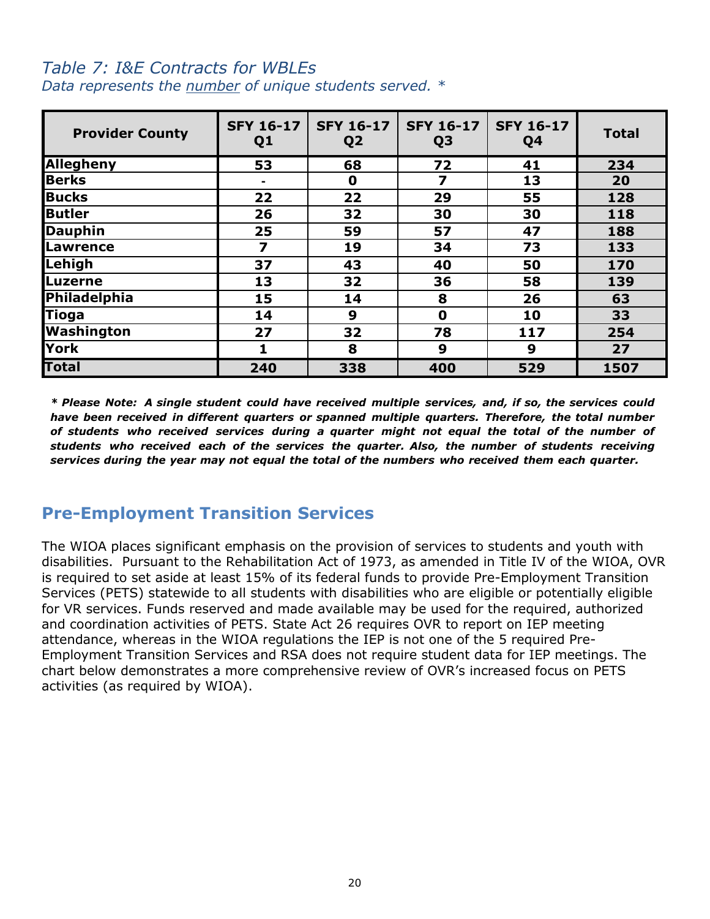*Table 7: I&E Contracts for WBLEs*
*Data represents the number of unique students served. **

| Provider County | SFY 16-17 Q1 | SFY 16-17 Q2 | SFY 16-17 Q3 | SFY 16-17 Q4 | Total |
|---|---|---|---|---|---|
| **Allegheny** | **53** | **68** | **72** | **41** | **234** |
| **Berks** | **-** | **0** | **7** | **13** | **20** |
| **Bucks** | **22** | **22** | **29** | **55** | **128** |
| **Butler** | **26** | **32** | **30** | **30** | **118** |
| **Dauphin** | **25** | **59** | **57** | **47** | **188** |
| **Lawrence** | **7** | **19** | **34** | **73** | **133** |
| **Lehigh** | **37** | **43** | **40** | **50** | **170** |
| **Luzerne** | **13** | **32** | **36** | **58** | **139** |
| **Philadelphia** | **15** | **14** | **8** | **26** | **63** |
| **Tioga** | **14** | **9** | **0** | **10** | **33** |
| **Washington** | **27** | **32** | **78** | **117** | **254** |
| **York** | **1** | **8** | **9** | **9** | **27** |
| **Total** | **240** | **338** | **400** | **529** | **1507** |

***\* Please Note: A single student could have received multiple services, and, if so, the services could have been received in different quarters or spanned multiple quarters. Therefore, the total number of students who received services during a quarter might not equal the total of the number of students who received each of the services the quarter. Also, the number of students receiving services during the year may not equal the total of the numbers who received them each quarter.***

## Pre-Employment Transition Services

The WIOA places significant emphasis on the provision of services to students and youth with disabilities. Pursuant to the Rehabilitation Act of 1973, as amended in Title IV of the WIOA, OVR is required to set aside at least 15% of its federal funds to provide Pre-Employment Transition Services (PETS) statewide to all students with disabilities who are eligible or potentially eligible for VR services. Funds reserved and made available may be used for the required, authorized and coordination activities of PETS. State Act 26 requires OVR to report on IEP meeting attendance, whereas in the WIOA regulations the IEP is not one of the 5 required Pre-Employment Transition Services and RSA does not require student data for IEP meetings. The chart below demonstrates a more comprehensive review of OVR's increased focus on PETS activities (as required by WIOA).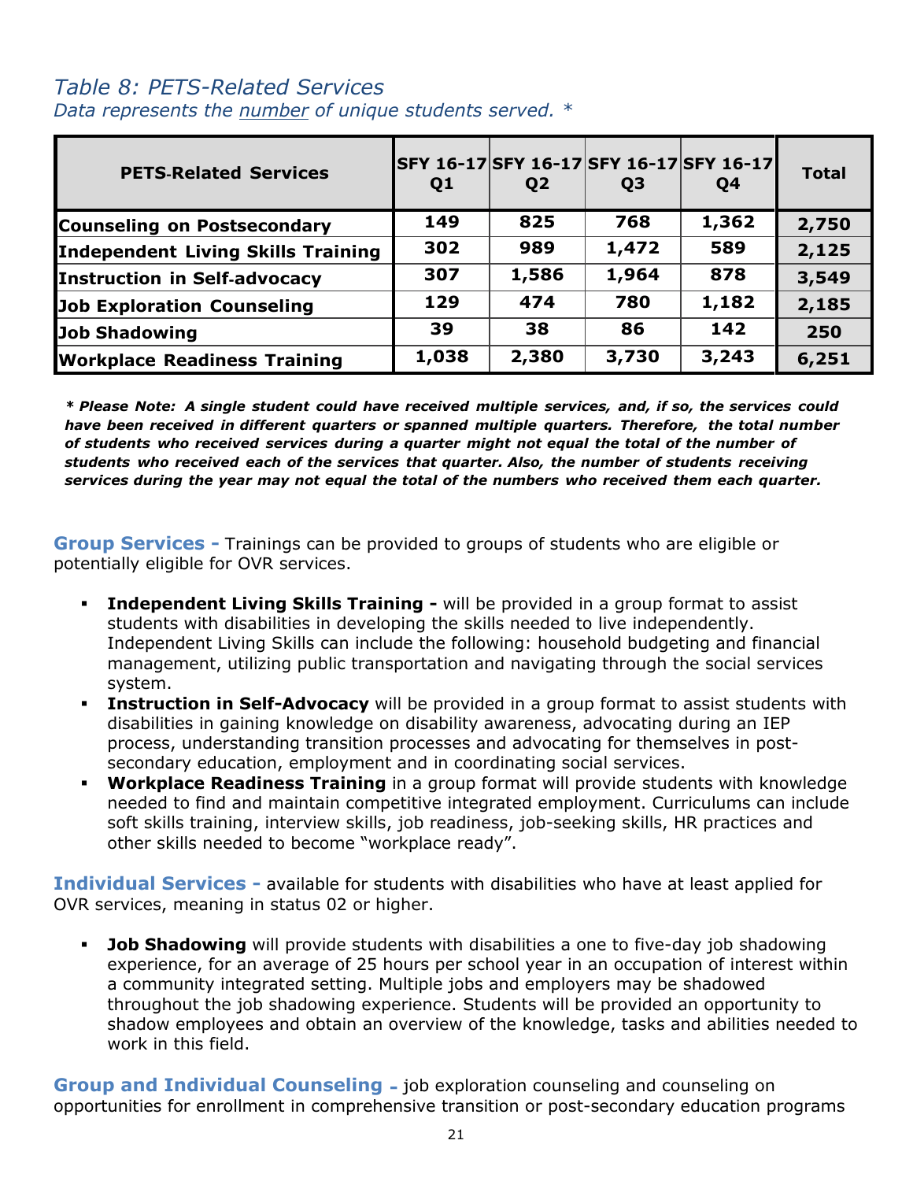*Table 8: PETS-Related Services*
*Data represents the number of unique students served. \**

| PETS-Related Services | SFY 16-17 Q1 | SFY 16-17 Q2 | SFY 16-17 Q3 | SFY 16-17 Q4 | Total |
|---|---|---|---|---|---|
| **Counseling on Postsecondary** | **149** | **825** | **768** | **1,362** | **2,750** |
| **Independent Living Skills Training** | **302** | **989** | **1,472** | **589** | **2,125** |
| **Instruction in Self-advocacy** | **307** | **1,586** | **1,964** | **878** | **3,549** |
| **Job Exploration Counseling** | **129** | **474** | **780** | **1,182** | **2,185** |
| **Job Shadowing** | **39** | **38** | **86** | **142** | **250** |
| **Workplace Readiness Training** | **1,038** | **2,380** | **3,730** | **3,243** | **6,251** |

***\* Please Note: A single student could have received multiple services, and, if so, the services could have been received in different quarters or spanned multiple quarters. Therefore, the total number of students who received services during a quarter might not equal the total of the number of students who received each of the services that quarter. Also, the number of students receiving services during the year may not equal the total of the numbers who received them each quarter.***

**Group Services -** Trainings can be provided to groups of students who are eligible or potentially eligible for OVR services.

- **Independent Living Skills Training -** will be provided in a group format to assist students with disabilities in developing the skills needed to live independently. Independent Living Skills can include the following: household budgeting and financial management, utilizing public transportation and navigating through the social services system.
- **Instruction in Self-Advocacy** will be provided in a group format to assist students with disabilities in gaining knowledge on disability awareness, advocating during an IEP process, understanding transition processes and advocating for themselves in post-secondary education, employment and in coordinating social services.
- **Workplace Readiness Training** in a group format will provide students with knowledge needed to find and maintain competitive integrated employment. Curriculums can include soft skills training, interview skills, job readiness, job-seeking skills, HR practices and other skills needed to become "workplace ready".

**Individual Services -** available for students with disabilities who have at least applied for OVR services, meaning in status 02 or higher.

- **Job Shadowing** will provide students with disabilities a one to five-day job shadowing experience, for an average of 25 hours per school year in an occupation of interest within a community integrated setting. Multiple jobs and employers may be shadowed throughout the job shadowing experience. Students will be provided an opportunity to shadow employees and obtain an overview of the knowledge, tasks and abilities needed to work in this field.

**Group and Individual Counseling -** job exploration counseling and counseling on opportunities for enrollment in comprehensive transition or post-secondary education programs